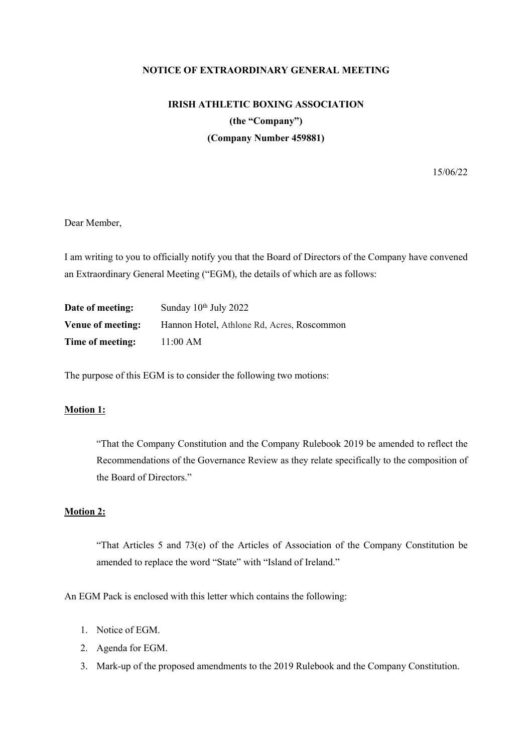**NOTICE OF EXTRAORDINARY GENERAL MEETING**

**IRISH ATHLETIC BOXING ASSOCIATION**

**(the "Company")**

**(Company Number 459881)**

15/06/22

Dear Member,

I am writing to you to officially notify you that the Board of Directors of the Company have convened an Extraordinary General Meeting ("EGM"), the details of which are as follows:

**Date of meeting:** Sunday 10th July 2022

**Venue of meeting:** Hannon Hotel, Athlone Rd, Acres, Roscommon

**Time of meeting:** 11:00 AM

The purpose of this EGM is to consider the following two motions:

**Motion 1:**

> "That the Company Constitution and the Company Rulebook 2019 be amended to reflect the Recommendations of the Governance Review as they relate specifically to the composition of the Board of Directors."

**Motion 2:**

> "That Articles 5 and 73(e) of the Articles of Association of the Company Constitution be amended to replace the word "State" with "Island of Ireland."

An EGM Pack is enclosed with this letter which contains the following:

1. Notice of EGM.
2. Agenda for EGM.
3. Mark-up of the proposed amendments to the 2019 Rulebook and the Company Constitution.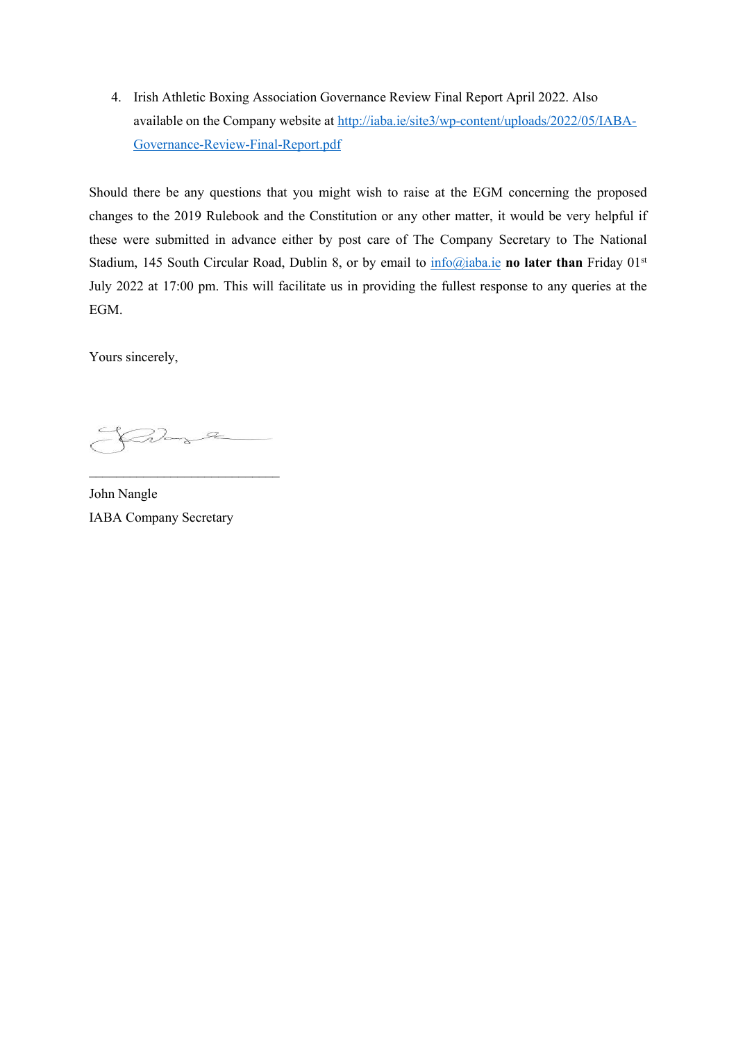4. Irish Athletic Boxing Association Governance Review Final Report April 2022. Also available on the Company website at [http://iaba.ie/site3/wp-content/uploads/2022/05/IABA-Governance-Review-Final-Report.pdf](http://iaba.ie/site3/wp-content/uploads/2022/05/IABA-Governance-Review-Final-Report.pdf)

Should there be any questions that you might wish to raise at the EGM concerning the proposed changes to the 2019 Rulebook and the Constitution or any other matter, it would be very helpful if these were submitted in advance either by post care of The Company Secretary to The National Stadium, 145 South Circular Road, Dublin 8, or by email to [info@iaba.ie](mailto:info@iaba.ie) **no later than** Friday 01st July 2022 at 17:00 pm. This will facilitate us in providing the fullest response to any queries at the EGM.

Yours sincerely,

\_\_\_\_\_\_\_\_\_\_\_\_\_\_\_\_\_\_\_\_\_\_\_\_\_\_\_\_\_\_

John Nangle
IABA Company Secretary